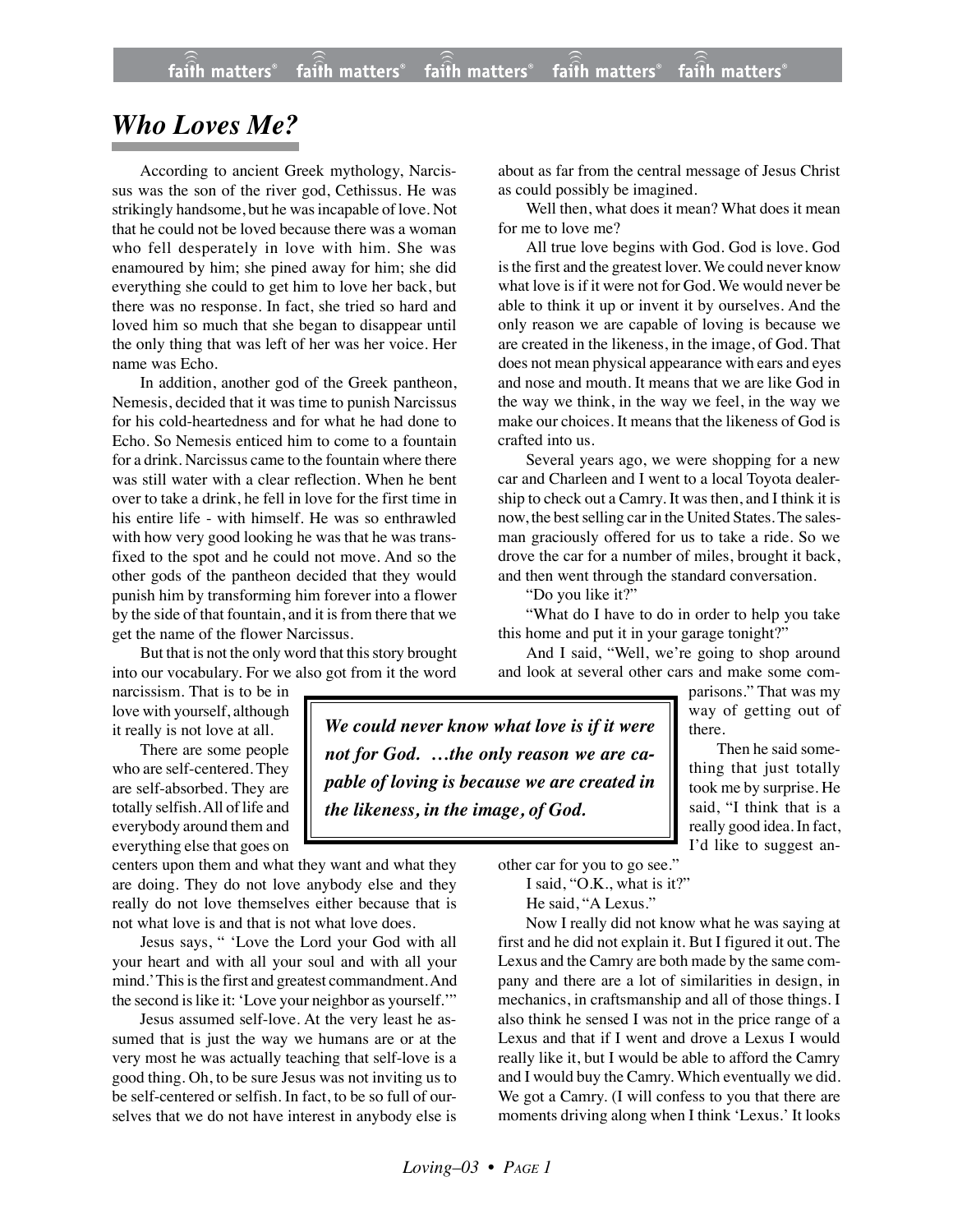# Who Loves Me?

According to ancient Greek mythology, Narcissus was the son of the river god, Cethissus. He was strikingly handsome, but he was incapable of love. Not that he could not be loved because there was a woman who fell desperately in love with him. She was enamoured by him; she pined away for him; she did everything she could to get him to love her back, but there was no response. In fact, she tried so hard and loved him so much that she began to disappear until the only thing that was left of her was her voice. Her name was Echo.

In addition, another god of the Greek pantheon, Nemesis, decided that it was time to punish Narcissus for his cold-heartedness and for what he had done to Echo. So Nemesis enticed him to come to a fountain for a drink. Narcissus came to the fountain where there was still water with a clear reflection. When he bent over to take a drink, he fell in love for the first time in his entire life - with himself. He was so enthrawled with how very good looking he was that he was transfixed to the spot and he could not move. And so the other gods of the pantheon decided that they would punish him by transforming him forever into a flower by the side of that fountain, and it is from there that we get the name of the flower Narcissus.

But that is not the only word that this story brought into our vocabulary. For we also got from it the word narcissism. That is to be in love with yourself, although it really is not love at all.

There are some people who are self-centered. They are self-absorbed. They are totally selfish. All of life and everybody around them and everything else that goes on centers upon them and what they want and what they are doing. They do not love anybody else and they really do not love themselves either because that is not what love is and that is not what love does.

Jesus says, " 'Love the Lord your God with all your heart and with all your soul and with all your mind.' This is the first and greatest commandment. And the second is like it: 'Love your neighbor as yourself.'"

Jesus assumed self-love. At the very least he assumed that is just the way we humans are or at the very most he was actually teaching that self-love is a good thing. Oh, to be sure Jesus was not inviting us to be self-centered or selfish. In fact, to be so full of ourselves that we do not have interest in anybody else is about as far from the central message of Jesus Christ as could possibly be imagined.

Well then, what does it mean? What does it mean for me to love me?

All true love begins with God. God is love. God is the first and the greatest lover. We could never know what love is if it were not for God. We would never be able to think it up or invent it by ourselves. And the only reason we are capable of loving is because we are created in the likeness, in the image, of God. That does not mean physical appearance with ears and eyes and nose and mouth. It means that we are like God in the way we think, in the way we feel, in the way we make our choices. It means that the likeness of God is crafted into us.

> ***We could never know what love is if it were not for God. …the only reason we are capable of loving is because we are created in the likeness, in the image, of God.***

Several years ago, we were shopping for a new car and Charleen and I went to a local Toyota dealership to check out a Camry. It was then, and I think it is now, the best selling car in the United States. The salesman graciously offered for us to take a ride. So we drove the car for a number of miles, brought it back, and then went through the standard conversation.

"Do you like it?"

"What do I have to do in order to help you take this home and put it in your garage tonight?"

And I said, "Well, we're going to shop around and look at several other cars and make some comparisons." That was my way of getting out of there.

Then he said something that just totally took me by surprise. He said, "I think that is a really good idea. In fact, I'd like to suggest another car for you to go see."

I said, "O.K., what is it?"

He said, "A Lexus."

Now I really did not know what he was saying at first and he did not explain it. But I figured it out. The Lexus and the Camry are both made by the same company and there are a lot of similarities in design, in mechanics, in craftsmanship and all of those things. I also think he sensed I was not in the price range of a Lexus and that if I went and drove a Lexus I would really like it, but I would be able to afford the Camry and I would buy the Camry. Which eventually we did. We got a Camry. (I will confess to you that there are moments driving along when I think 'Lexus.' It looks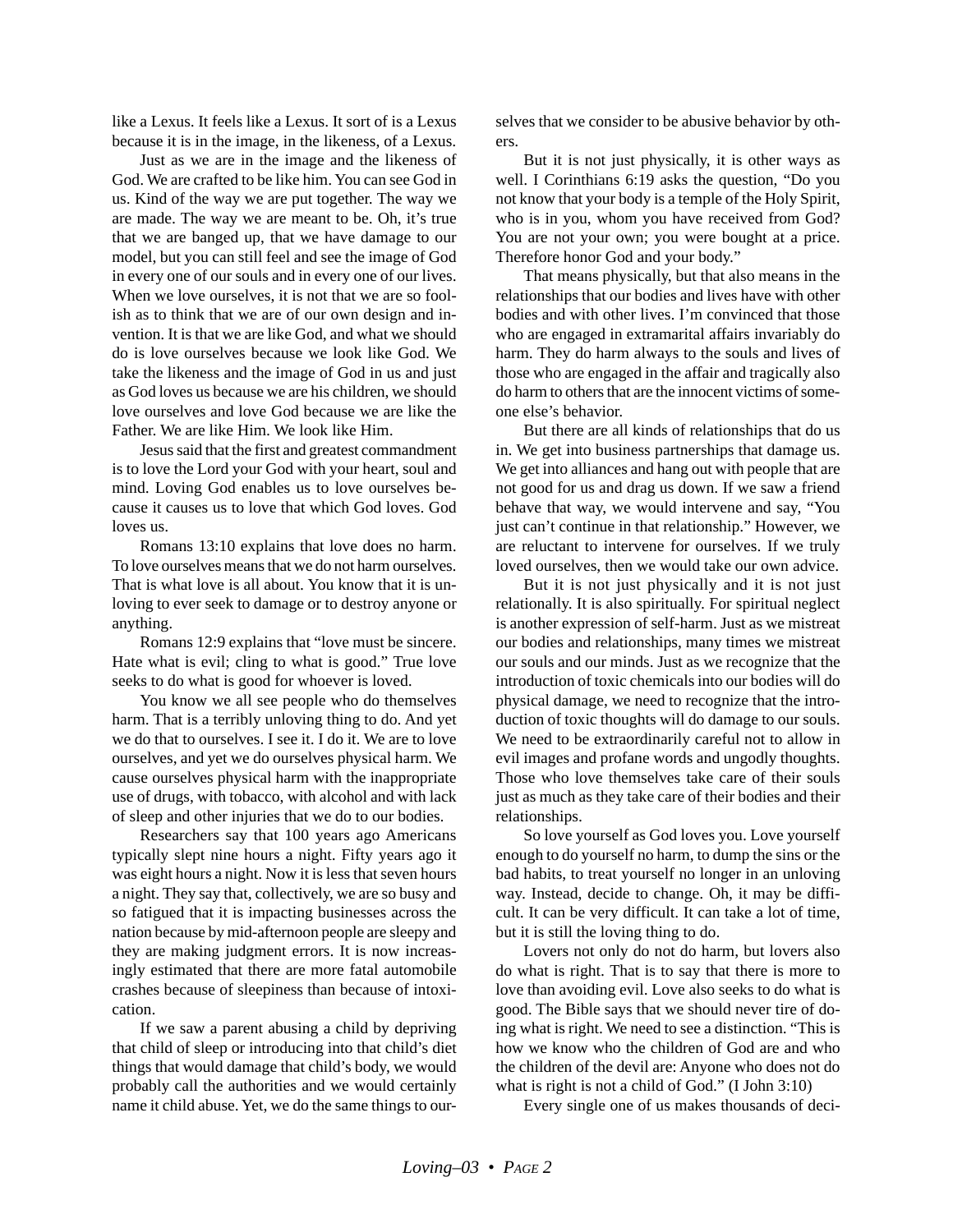like a Lexus. It feels like a Lexus. It sort of is a Lexus because it is in the image, in the likeness, of a Lexus.

Just as we are in the image and the likeness of God. We are crafted to be like him. You can see God in us. Kind of the way we are put together. The way we are made. The way we are meant to be. Oh, it's true that we are banged up, that we have damage to our model, but you can still feel and see the image of God in every one of our souls and in every one of our lives. When we love ourselves, it is not that we are so foolish as to think that we are of our own design and invention. It is that we are like God, and what we should do is love ourselves because we look like God. We take the likeness and the image of God in us and just as God loves us because we are his children, we should love ourselves and love God because we are like the Father. We are like Him. We look like Him.

Jesus said that the first and greatest commandment is to love the Lord your God with your heart, soul and mind. Loving God enables us to love ourselves because it causes us to love that which God loves. God loves us.

Romans 13:10 explains that love does no harm. To love ourselves means that we do not harm ourselves. That is what love is all about. You know that it is unloving to ever seek to damage or to destroy anyone or anything.

Romans 12:9 explains that "love must be sincere. Hate what is evil; cling to what is good." True love seeks to do what is good for whoever is loved.

You know we all see people who do themselves harm. That is a terribly unloving thing to do. And yet we do that to ourselves. I see it. I do it. We are to love ourselves, and yet we do ourselves physical harm. We cause ourselves physical harm with the inappropriate use of drugs, with tobacco, with alcohol and with lack of sleep and other injuries that we do to our bodies.

Researchers say that 100 years ago Americans typically slept nine hours a night. Fifty years ago it was eight hours a night. Now it is less that seven hours a night. They say that, collectively, we are so busy and so fatigued that it is impacting businesses across the nation because by mid-afternoon people are sleepy and they are making judgment errors. It is now increasingly estimated that there are more fatal automobile crashes because of sleepiness than because of intoxication.

If we saw a parent abusing a child by depriving that child of sleep or introducing into that child's diet things that would damage that child's body, we would probably call the authorities and we would certainly name it child abuse. Yet, we do the same things to ourselves that we consider to be abusive behavior by others.

But it is not just physically, it is other ways as well. I Corinthians 6:19 asks the question, "Do you not know that your body is a temple of the Holy Spirit, who is in you, whom you have received from God? You are not your own; you were bought at a price. Therefore honor God and your body."

That means physically, but that also means in the relationships that our bodies and lives have with other bodies and with other lives. I'm convinced that those who are engaged in extramarital affairs invariably do harm. They do harm always to the souls and lives of those who are engaged in the affair and tragically also do harm to others that are the innocent victims of someone else's behavior.

But there are all kinds of relationships that do us in. We get into business partnerships that damage us. We get into alliances and hang out with people that are not good for us and drag us down. If we saw a friend behave that way, we would intervene and say, "You just can't continue in that relationship." However, we are reluctant to intervene for ourselves. If we truly loved ourselves, then we would take our own advice.

But it is not just physically and it is not just relationally. It is also spiritually. For spiritual neglect is another expression of self-harm. Just as we mistreat our bodies and relationships, many times we mistreat our souls and our minds. Just as we recognize that the introduction of toxic chemicals into our bodies will do physical damage, we need to recognize that the introduction of toxic thoughts will do damage to our souls. We need to be extraordinarily careful not to allow in evil images and profane words and ungodly thoughts. Those who love themselves take care of their souls just as much as they take care of their bodies and their relationships.

So love yourself as God loves you. Love yourself enough to do yourself no harm, to dump the sins or the bad habits, to treat yourself no longer in an unloving way. Instead, decide to change. Oh, it may be difficult. It can be very difficult. It can take a lot of time, but it is still the loving thing to do.

Lovers not only do not do harm, but lovers also do what is right. That is to say that there is more to love than avoiding evil. Love also seeks to do what is good. The Bible says that we should never tire of doing what is right. We need to see a distinction. "This is how we know who the children of God are and who the children of the devil are: Anyone who does not do what is right is not a child of God." (I John 3:10)

Every single one of us makes thousands of deci-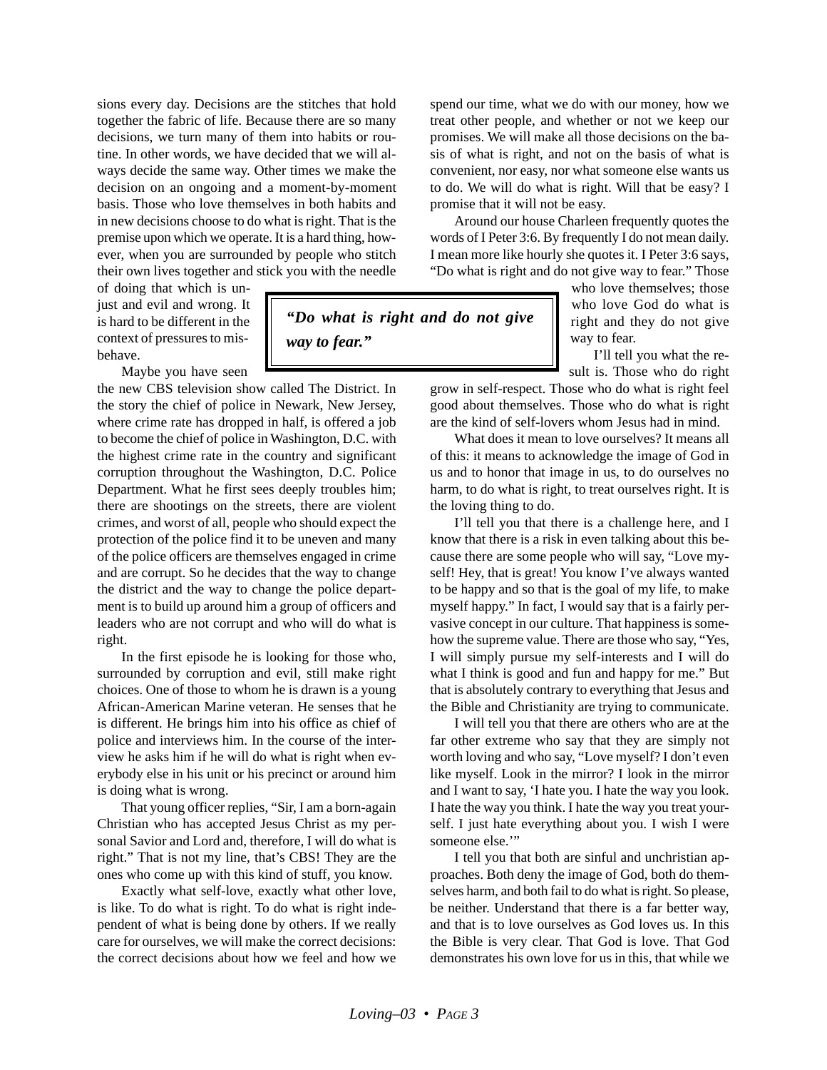sions every day. Decisions are the stitches that hold together the fabric of life. Because there are so many decisions, we turn many of them into habits or routine. In other words, we have decided that we will always decide the same way. Other times we make the decision on an ongoing and a moment-by-moment basis. Those who love themselves in both habits and in new decisions choose to do what is right. That is the premise upon which we operate. It is a hard thing, however, when you are surrounded by people who stitch their own lives together and stick you with the needle of doing that which is unjust and evil and wrong. It is hard to be different in the context of pressures to misbehave.

Maybe you have seen the new CBS television show called The District. In the story the chief of police in Newark, New Jersey, where crime rate has dropped in half, is offered a job to become the chief of police in Washington, D.C. with the highest crime rate in the country and significant corruption throughout the Washington, D.C. Police Department. What he first sees deeply troubles him; there are shootings on the streets, there are violent crimes, and worst of all, people who should expect the protection of the police find it to be uneven and many of the police officers are themselves engaged in crime and are corrupt. So he decides that the way to change the district and the way to change the police department is to build up around him a group of officers and leaders who are not corrupt and who will do what is right.

In the first episode he is looking for those who, surrounded by corruption and evil, still make right choices. One of those to whom he is drawn is a young African-American Marine veteran. He senses that he is different. He brings him into his office as chief of police and interviews him. In the course of the interview he asks him if he will do what is right when everybody else in his unit or his precinct or around him is doing what is wrong.

That young officer replies, "Sir, I am a born-again Christian who has accepted Jesus Christ as my personal Savior and Lord and, therefore, I will do what is right." That is not my line, that's CBS! They are the ones who come up with this kind of stuff, you know.

Exactly what self-love, exactly what other love, is like. To do what is right. To do what is right independent of what is being done by others. If we really care for ourselves, we will make the correct decisions: the correct decisions about how we feel and how we spend our time, what we do with our money, how we treat other people, and whether or not we keep our promises. We will make all those decisions on the basis of what is right, and not on the basis of what is convenient, nor easy, nor what someone else wants us to do. We will do what is right. Will that be easy? I promise that it will not be easy.

Around our house Charleen frequently quotes the words of I Peter 3:6. By frequently I do not mean daily. I mean more like hourly she quotes it. I Peter 3:6 says, "Do what is right and do not give way to fear." Those who love themselves; those who love God do what is right and they do not give way to fear.

> ***"Do what is right and do not give way to fear."***

I'll tell you what the result is. Those who do right grow in self-respect. Those who do what is right feel good about themselves. Those who do what is right are the kind of self-lovers whom Jesus had in mind.

What does it mean to love ourselves? It means all of this: it means to acknowledge the image of God in us and to honor that image in us, to do ourselves no harm, to do what is right, to treat ourselves right. It is the loving thing to do.

I'll tell you that there is a challenge here, and I know that there is a risk in even talking about this because there are some people who will say, "Love myself! Hey, that is great! You know I've always wanted to be happy and so that is the goal of my life, to make myself happy." In fact, I would say that is a fairly pervasive concept in our culture. That happiness is somehow the supreme value. There are those who say, "Yes, I will simply pursue my self-interests and I will do what I think is good and fun and happy for me." But that is absolutely contrary to everything that Jesus and the Bible and Christianity are trying to communicate.

I will tell you that there are others who are at the far other extreme who say that they are simply not worth loving and who say, "Love myself? I don't even like myself. Look in the mirror? I look in the mirror and I want to say, 'I hate you. I hate the way you look. I hate the way you think. I hate the way you treat yourself. I just hate everything about you. I wish I were someone else.'"

I tell you that both are sinful and unchristian approaches. Both deny the image of God, both do themselves harm, and both fail to do what is right. So please, be neither. Understand that there is a far better way, and that is to love ourselves as God loves us. In this the Bible is very clear. That God is love. That God demonstrates his own love for us in this, that while we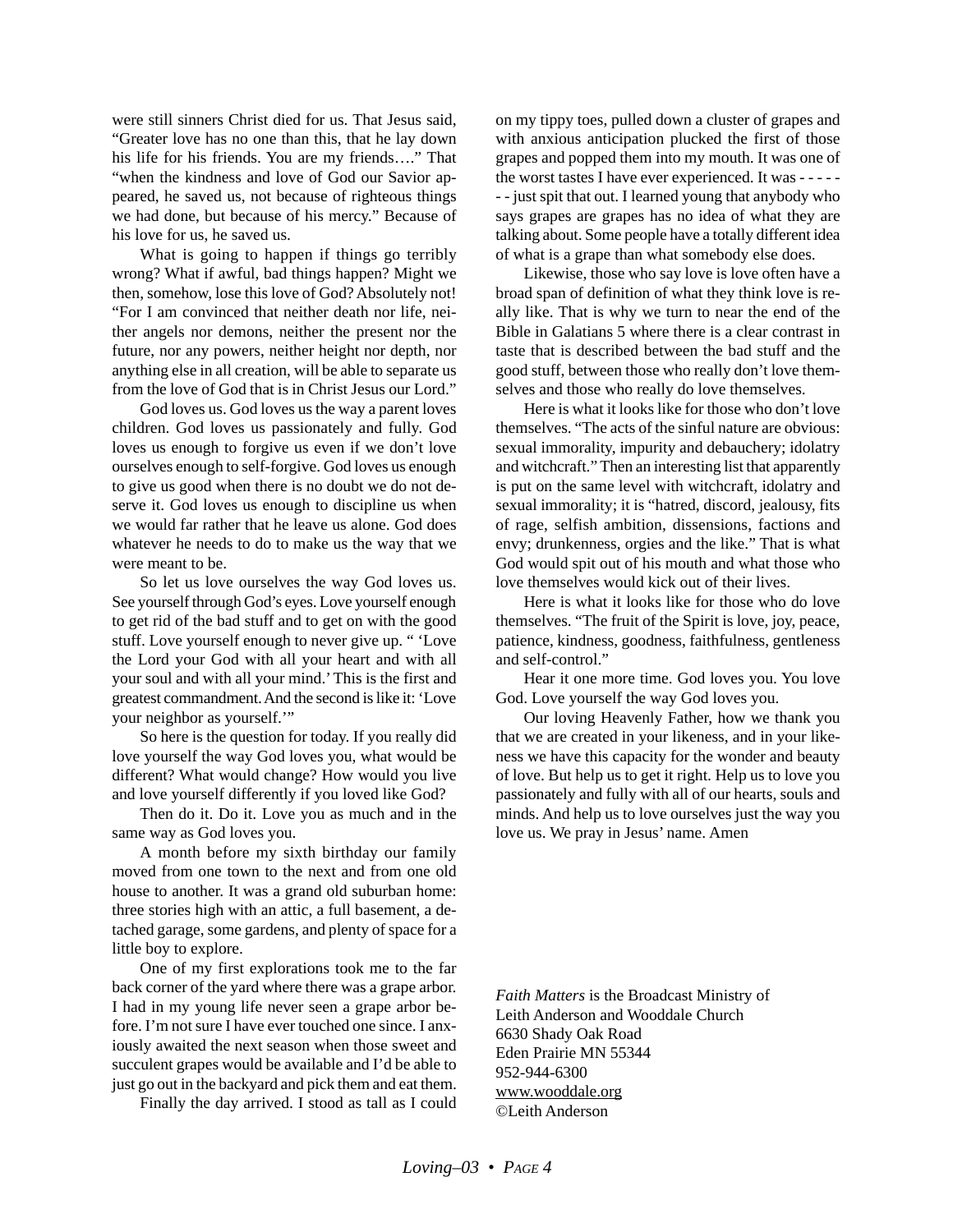were still sinners Christ died for us. That Jesus said, "Greater love has no one than this, that he lay down his life for his friends. You are my friends…." That "when the kindness and love of God our Savior appeared, he saved us, not because of righteous things we had done, but because of his mercy." Because of his love for us, he saved us.

What is going to happen if things go terribly wrong? What if awful, bad things happen? Might we then, somehow, lose this love of God? Absolutely not! "For I am convinced that neither death nor life, neither angels nor demons, neither the present nor the future, nor any powers, neither height nor depth, nor anything else in all creation, will be able to separate us from the love of God that is in Christ Jesus our Lord."

God loves us. God loves us the way a parent loves children. God loves us passionately and fully. God loves us enough to forgive us even if we don't love ourselves enough to self-forgive. God loves us enough to give us good when there is no doubt we do not deserve it. God loves us enough to discipline us when we would far rather that he leave us alone. God does whatever he needs to do to make us the way that we were meant to be.

So let us love ourselves the way God loves us. See yourself through God's eyes. Love yourself enough to get rid of the bad stuff and to get on with the good stuff. Love yourself enough to never give up. " 'Love the Lord your God with all your heart and with all your soul and with all your mind.' This is the first and greatest commandment. And the second is like it: 'Love your neighbor as yourself.'"

So here is the question for today. If you really did love yourself the way God loves you, what would be different? What would change? How would you live and love yourself differently if you loved like God?

Then do it. Do it. Love you as much and in the same way as God loves you.

A month before my sixth birthday our family moved from one town to the next and from one old house to another. It was a grand old suburban home: three stories high with an attic, a full basement, a detached garage, some gardens, and plenty of space for a little boy to explore.

One of my first explorations took me to the far back corner of the yard where there was a grape arbor. I had in my young life never seen a grape arbor before. I'm not sure I have ever touched one since. I anxiously awaited the next season when those sweet and succulent grapes would be available and I'd be able to just go out in the backyard and pick them and eat them.

Finally the day arrived. I stood as tall as I could on my tippy toes, pulled down a cluster of grapes and with anxious anticipation plucked the first of those grapes and popped them into my mouth. It was one of the worst tastes I have ever experienced. It was - - - - - - - just spit that out. I learned young that anybody who says grapes are grapes has no idea of what they are talking about. Some people have a totally different idea of what is a grape than what somebody else does.

Likewise, those who say love is love often have a broad span of definition of what they think love is really like. That is why we turn to near the end of the Bible in Galatians 5 where there is a clear contrast in taste that is described between the bad stuff and the good stuff, between those who really don't love themselves and those who really do love themselves.

Here is what it looks like for those who don't love themselves. "The acts of the sinful nature are obvious: sexual immorality, impurity and debauchery; idolatry and witchcraft." Then an interesting list that apparently is put on the same level with witchcraft, idolatry and sexual immorality; it is "hatred, discord, jealousy, fits of rage, selfish ambition, dissensions, factions and envy; drunkenness, orgies and the like." That is what God would spit out of his mouth and what those who love themselves would kick out of their lives.

Here is what it looks like for those who do love themselves. "The fruit of the Spirit is love, joy, peace, patience, kindness, goodness, faithfulness, gentleness and self-control."

Hear it one more time. God loves you. You love God. Love yourself the way God loves you.

Our loving Heavenly Father, how we thank you that we are created in your likeness, and in your likeness we have this capacity for the wonder and beauty of love. But help us to get it right. Help us to love you passionately and fully with all of our hearts, souls and minds. And help us to love ourselves just the way you love us. We pray in Jesus' name. Amen

*Faith Matters* is the Broadcast Ministry of
Leith Anderson and Wooddale Church
6630 Shady Oak Road
Eden Prairie MN 55344
952-944-6300
www.wooddale.org
©Leith Anderson